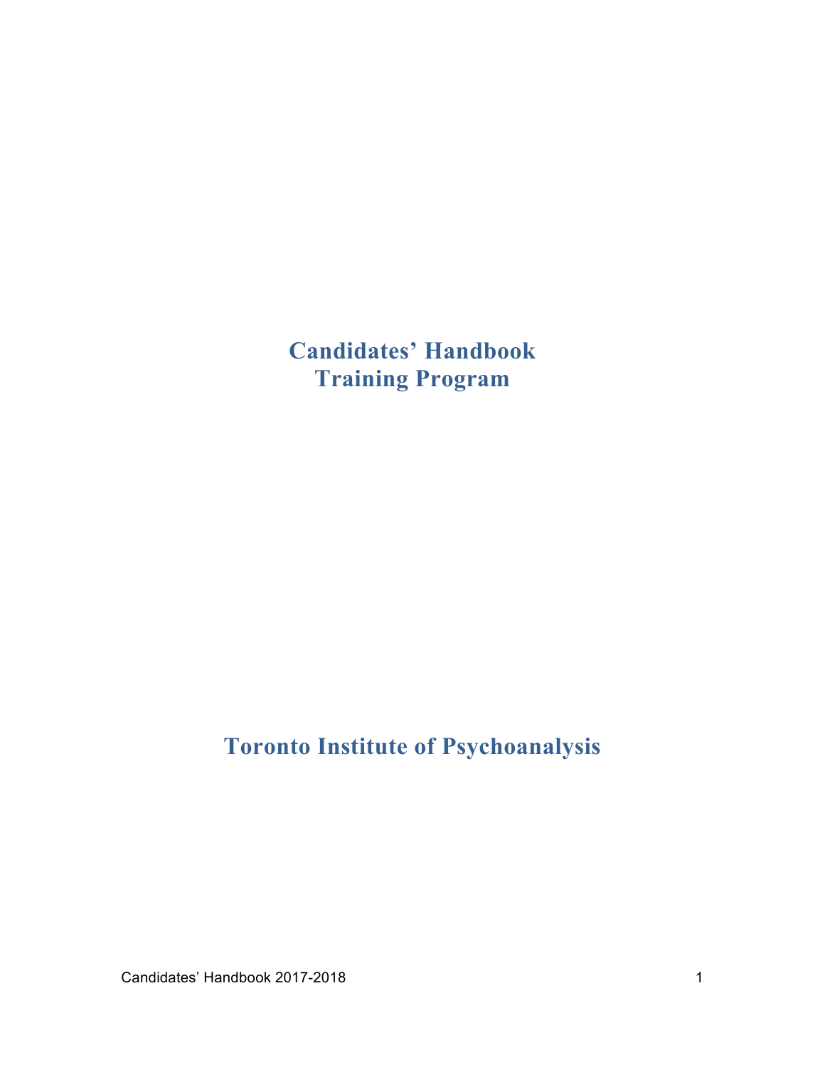# Candidates' Handbook
# Training Program

# Toronto Institute of Psychoanalysis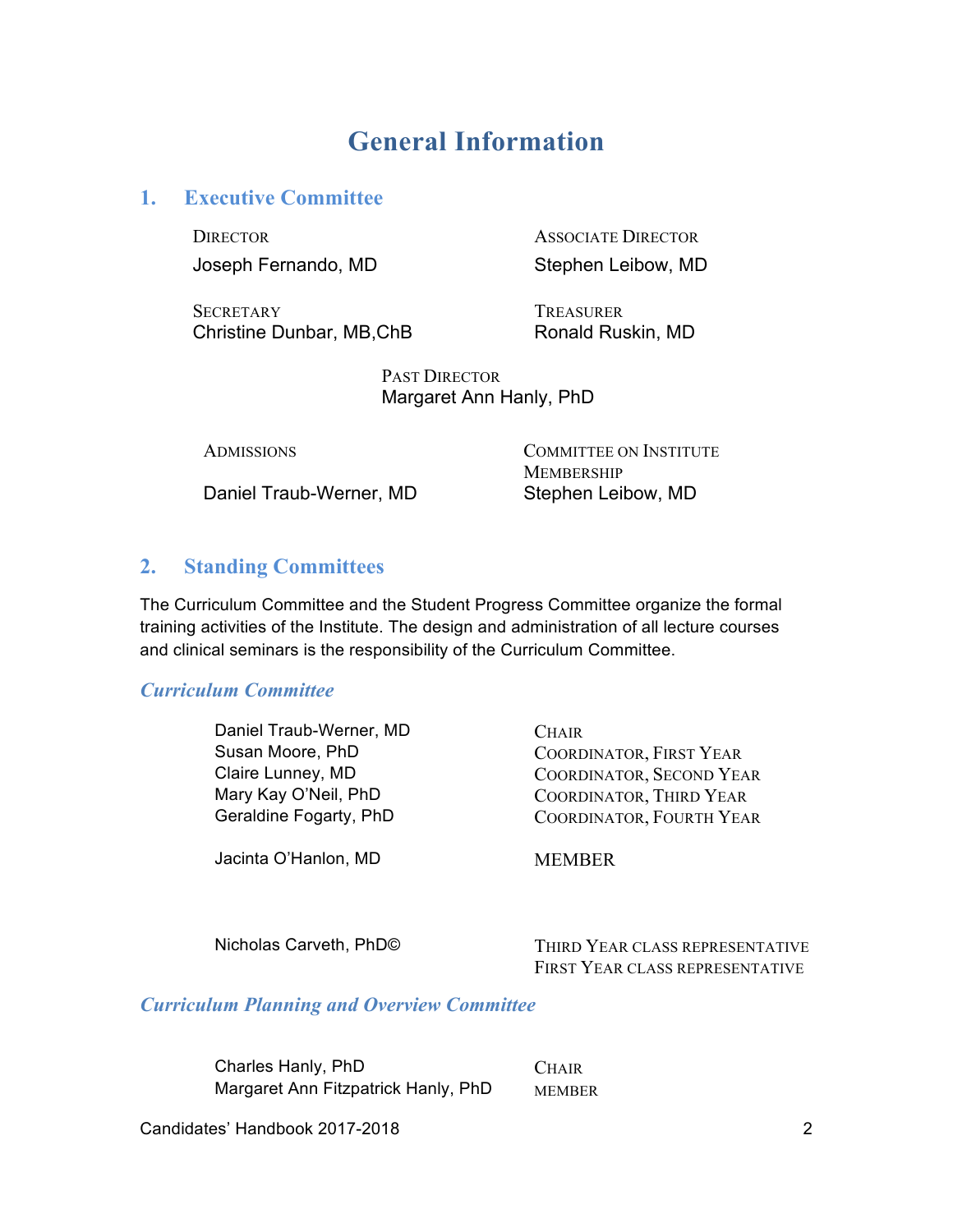# General Information

## 1. Executive Committee

DIRECTOR
Joseph Fernando, MD

ASSOCIATE DIRECTOR
Stephen Leibow, MD

SECRETARY
Christine Dunbar, MB,ChB

TREASURER
Ronald Ruskin, MD

PAST DIRECTOR
Margaret Ann Hanly, PhD

ADMISSIONS
Daniel Traub-Werner, MD

COMMITTEE ON INSTITUTE MEMBERSHIP
Stephen Leibow, MD

## 2. Standing Committees

The Curriculum Committee and the Student Progress Committee organize the formal training activities of the Institute. The design and administration of all lecture courses and clinical seminars is the responsibility of the Curriculum Committee.

### *Curriculum Committee*

| | |
|---|---|
| Daniel Traub-Werner, MD | CHAIR |
| Susan Moore, PhD | COORDINATOR, FIRST YEAR |
| Claire Lunney, MD | COORDINATOR, SECOND YEAR |
| Mary Kay O'Neil, PhD | COORDINATOR, THIRD YEAR |
| Geraldine Fogarty, PhD | COORDINATOR, FOURTH YEAR |
| Jacinta O'Hanlon, MD | MEMBER |
| Nicholas Carveth, PhD© | THIRD YEAR CLASS REPRESENTATIVE |
| | FIRST YEAR CLASS REPRESENTATIVE |

### *Curriculum Planning and Overview Committee*

| | |
|---|---|
| Charles Hanly, PhD | CHAIR |
| Margaret Ann Fitzpatrick Hanly, PhD | MEMBER |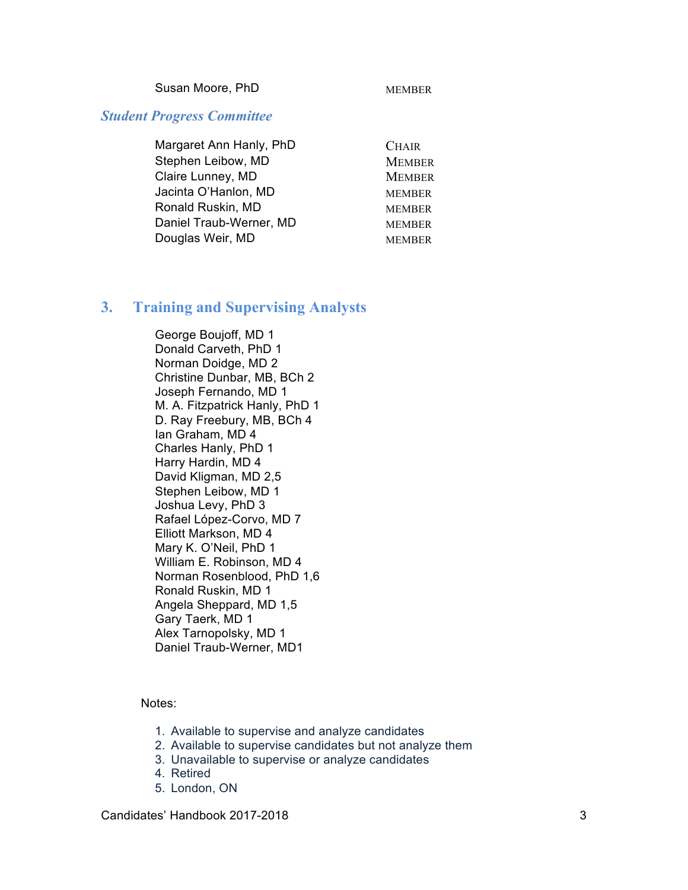| | |
|---|---|
| Susan Moore, PhD | MEMBER |

### *Student Progress Committee*

| | |
|---|---|
| Margaret Ann Hanly, PhD | CHAIR |
| Stephen Leibow, MD | MEMBER |
| Claire Lunney, MD | MEMBER |
| Jacinta O'Hanlon, MD | MEMBER |
| Ronald Ruskin, MD | MEMBER |
| Daniel Traub-Werner, MD | MEMBER |
| Douglas Weir, MD | MEMBER |

## 3. Training and Supervising Analysts

George Boujoff, MD 1
Donald Carveth, PhD 1
Norman Doidge, MD 2
Christine Dunbar, MB, BCh 2
Joseph Fernando, MD 1
M. A. Fitzpatrick Hanly, PhD 1
D. Ray Freebury, MB, BCh 4
Ian Graham, MD 4
Charles Hanly, PhD 1
Harry Hardin, MD 4
David Kligman, MD 2,5
Stephen Leibow, MD 1
Joshua Levy, PhD 3
Rafael López-Corvo, MD 7
Elliott Markson, MD 4
Mary K. O'Neil, PhD 1
William E. Robinson, MD 4
Norman Rosenblood, PhD 1,6
Ronald Ruskin, MD 1
Angela Sheppard, MD 1,5
Gary Taerk, MD 1
Alex Tarnopolsky, MD 1
Daniel Traub-Werner, MD1

Notes:

1. Available to supervise and analyze candidates
2. Available to supervise candidates but not analyze them
3. Unavailable to supervise or analyze candidates
4. Retired
5. London, ON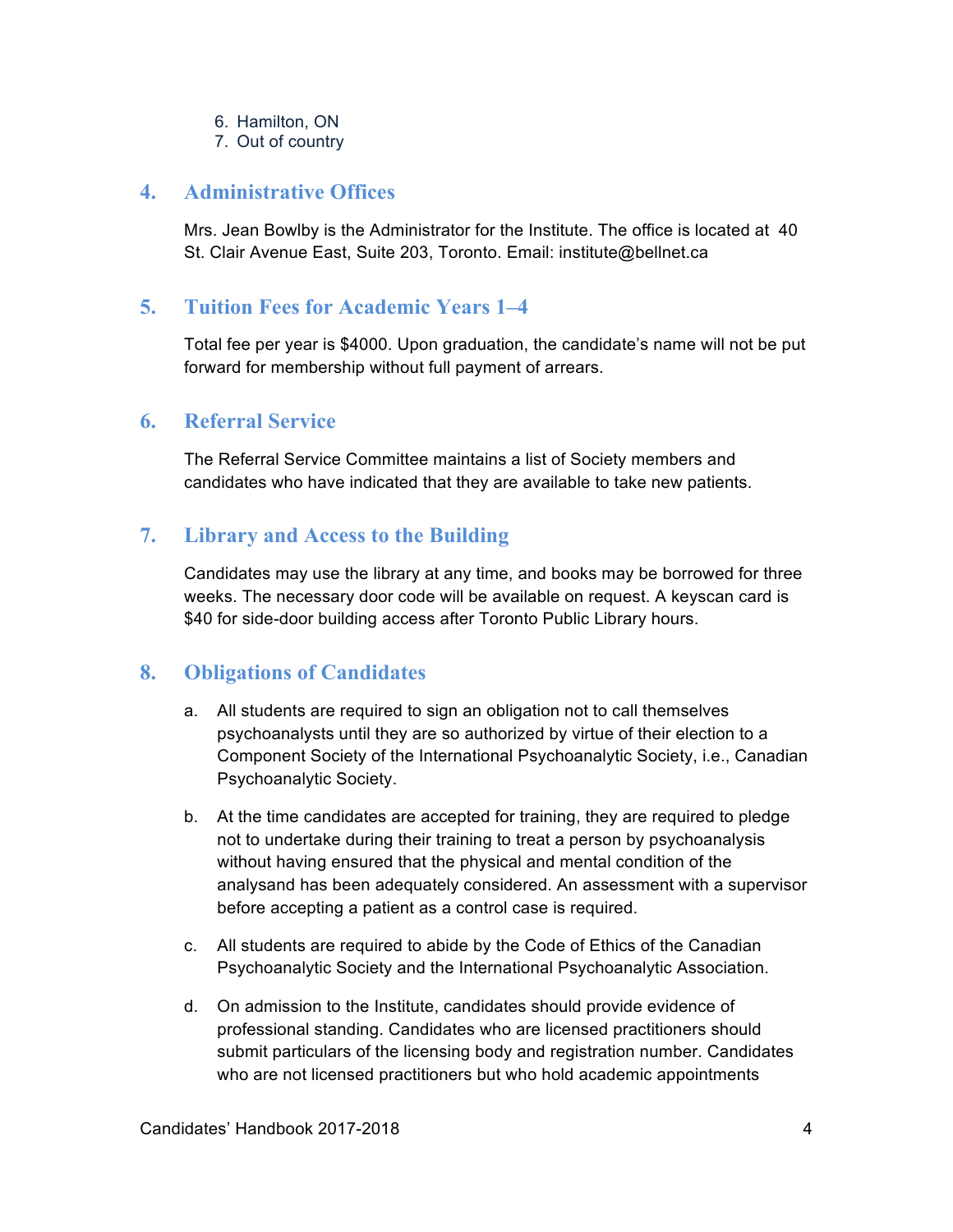6. Hamilton, ON
7. Out of country

## 4. Administrative Offices

Mrs. Jean Bowlby is the Administrator for the Institute. The office is located at 40 St. Clair Avenue East, Suite 203, Toronto. Email: institute@bellnet.ca

## 5. Tuition Fees for Academic Years 1–4

Total fee per year is $4000. Upon graduation, the candidate's name will not be put forward for membership without full payment of arrears.

## 6. Referral Service

The Referral Service Committee maintains a list of Society members and candidates who have indicated that they are available to take new patients.

## 7. Library and Access to the Building

Candidates may use the library at any time, and books may be borrowed for three weeks. The necessary door code will be available on request. A keyscan card is $40 for side-door building access after Toronto Public Library hours.

## 8. Obligations of Candidates

a. All students are required to sign an obligation not to call themselves psychoanalysts until they are so authorized by virtue of their election to a Component Society of the International Psychoanalytic Society, i.e., Canadian Psychoanalytic Society.

b. At the time candidates are accepted for training, they are required to pledge not to undertake during their training to treat a person by psychoanalysis without having ensured that the physical and mental condition of the analysand has been adequately considered. An assessment with a supervisor before accepting a patient as a control case is required.

c. All students are required to abide by the Code of Ethics of the Canadian Psychoanalytic Society and the International Psychoanalytic Association.

d. On admission to the Institute, candidates should provide evidence of professional standing. Candidates who are licensed practitioners should submit particulars of the licensing body and registration number. Candidates who are not licensed practitioners but who hold academic appointments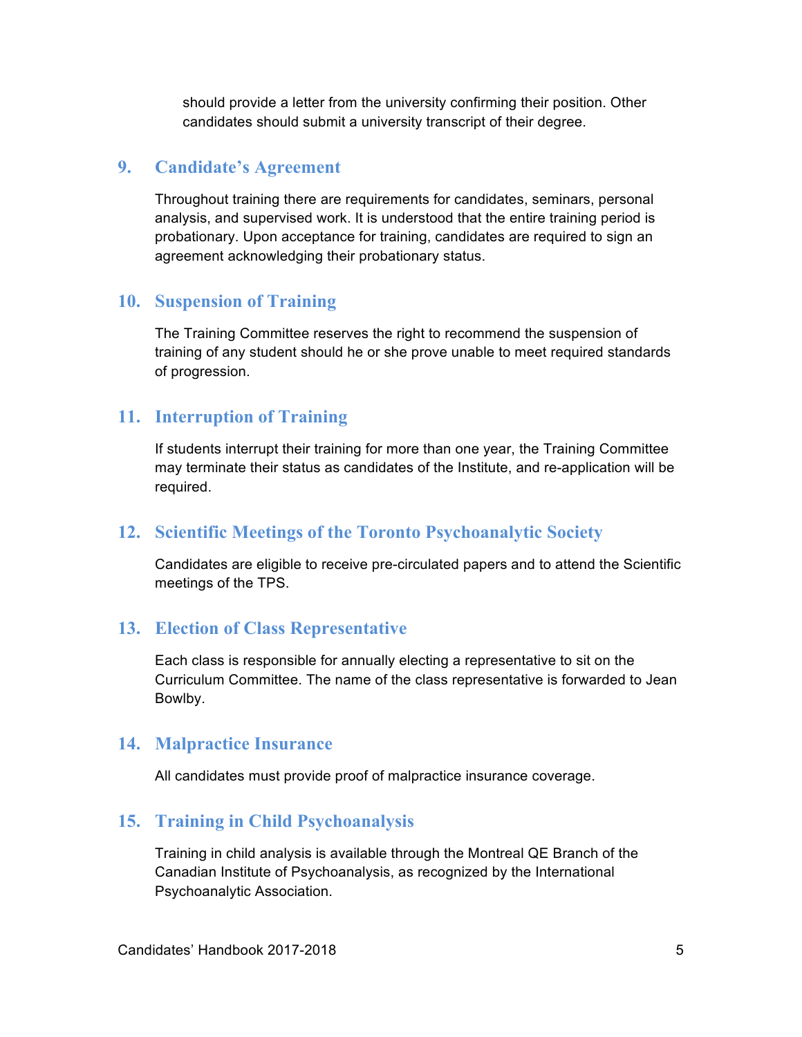should provide a letter from the university confirming their position. Other candidates should submit a university transcript of their degree.

## 9. Candidate's Agreement

Throughout training there are requirements for candidates, seminars, personal analysis, and supervised work. It is understood that the entire training period is probationary. Upon acceptance for training, candidates are required to sign an agreement acknowledging their probationary status.

## 10. Suspension of Training

The Training Committee reserves the right to recommend the suspension of training of any student should he or she prove unable to meet required standards of progression.

## 11. Interruption of Training

If students interrupt their training for more than one year, the Training Committee may terminate their status as candidates of the Institute, and re-application will be required.

## 12. Scientific Meetings of the Toronto Psychoanalytic Society

Candidates are eligible to receive pre-circulated papers and to attend the Scientific meetings of the TPS.

## 13. Election of Class Representative

Each class is responsible for annually electing a representative to sit on the Curriculum Committee. The name of the class representative is forwarded to Jean Bowlby.

## 14. Malpractice Insurance

All candidates must provide proof of malpractice insurance coverage.

## 15. Training in Child Psychoanalysis

Training in child analysis is available through the Montreal QE Branch of the Canadian Institute of Psychoanalysis, as recognized by the International Psychoanalytic Association.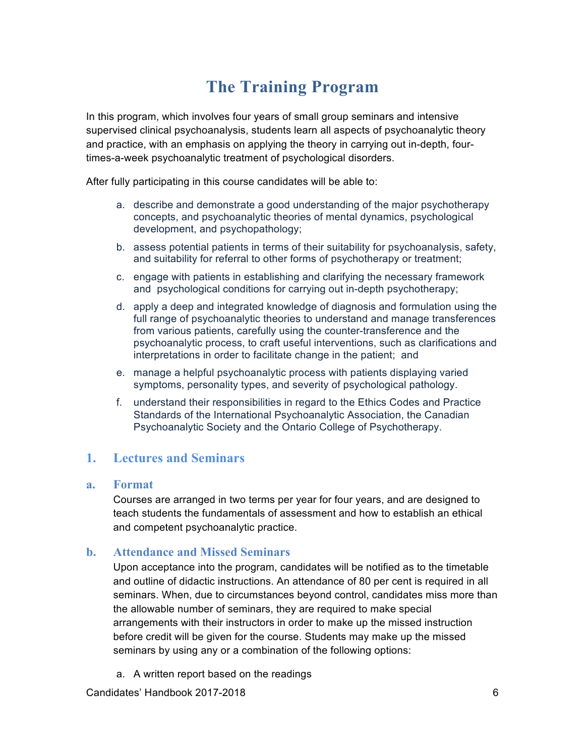# The Training Program

In this program, which involves four years of small group seminars and intensive supervised clinical psychoanalysis, students learn all aspects of psychoanalytic theory and practice, with an emphasis on applying the theory in carrying out in-depth, four-times-a-week psychoanalytic treatment of psychological disorders.

After fully participating in this course candidates will be able to:

a. describe and demonstrate a good understanding of the major psychotherapy concepts, and psychoanalytic theories of mental dynamics, psychological development, and psychopathology;

b. assess potential patients in terms of their suitability for psychoanalysis, safety, and suitability for referral to other forms of psychotherapy or treatment;

c. engage with patients in establishing and clarifying the necessary framework and psychological conditions for carrying out in-depth psychotherapy;

d. apply a deep and integrated knowledge of diagnosis and formulation using the full range of psychoanalytic theories to understand and manage transferences from various patients, carefully using the counter-transference and the psychoanalytic process, to craft useful interventions, such as clarifications and interpretations in order to facilitate change in the patient; and

e. manage a helpful psychoanalytic process with patients displaying varied symptoms, personality types, and severity of psychological pathology.

f. understand their responsibilities in regard to the Ethics Codes and Practice Standards of the International Psychoanalytic Association, the Canadian Psychoanalytic Society and the Ontario College of Psychotherapy.

## 1. Lectures and Seminars

### a. Format

Courses are arranged in two terms per year for four years, and are designed to teach students the fundamentals of assessment and how to establish an ethical and competent psychoanalytic practice.

### b. Attendance and Missed Seminars

Upon acceptance into the program, candidates will be notified as to the timetable and outline of didactic instructions. An attendance of 80 per cent is required in all seminars. When, due to circumstances beyond control, candidates miss more than the allowable number of seminars, they are required to make special arrangements with their instructors in order to make up the missed instruction before credit will be given for the course. Students may make up the missed seminars by using any or a combination of the following options:

a. A written report based on the readings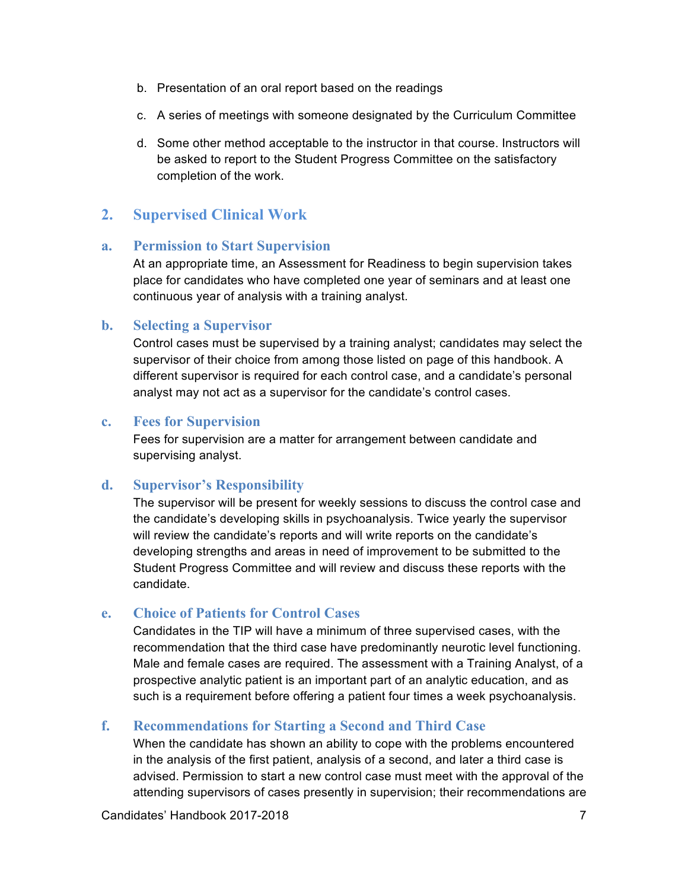b. Presentation of an oral report based on the readings

c. A series of meetings with someone designated by the Curriculum Committee

d. Some other method acceptable to the instructor in that course. Instructors will be asked to report to the Student Progress Committee on the satisfactory completion of the work.

## 2. Supervised Clinical Work

### a. Permission to Start Supervision

At an appropriate time, an Assessment for Readiness to begin supervision takes place for candidates who have completed one year of seminars and at least one continuous year of analysis with a training analyst.

### b. Selecting a Supervisor

Control cases must be supervised by a training analyst; candidates may select the supervisor of their choice from among those listed on page of this handbook. A different supervisor is required for each control case, and a candidate's personal analyst may not act as a supervisor for the candidate's control cases.

### c. Fees for Supervision

Fees for supervision are a matter for arrangement between candidate and supervising analyst.

### d. Supervisor's Responsibility

The supervisor will be present for weekly sessions to discuss the control case and the candidate's developing skills in psychoanalysis. Twice yearly the supervisor will review the candidate's reports and will write reports on the candidate's developing strengths and areas in need of improvement to be submitted to the Student Progress Committee and will review and discuss these reports with the candidate.

### e. Choice of Patients for Control Cases

Candidates in the TIP will have a minimum of three supervised cases, with the recommendation that the third case have predominantly neurotic level functioning. Male and female cases are required. The assessment with a Training Analyst, of a prospective analytic patient is an important part of an analytic education, and as such is a requirement before offering a patient four times a week psychoanalysis.

### f. Recommendations for Starting a Second and Third Case

When the candidate has shown an ability to cope with the problems encountered in the analysis of the first patient, analysis of a second, and later a third case is advised. Permission to start a new control case must meet with the approval of the attending supervisors of cases presently in supervision; their recommendations are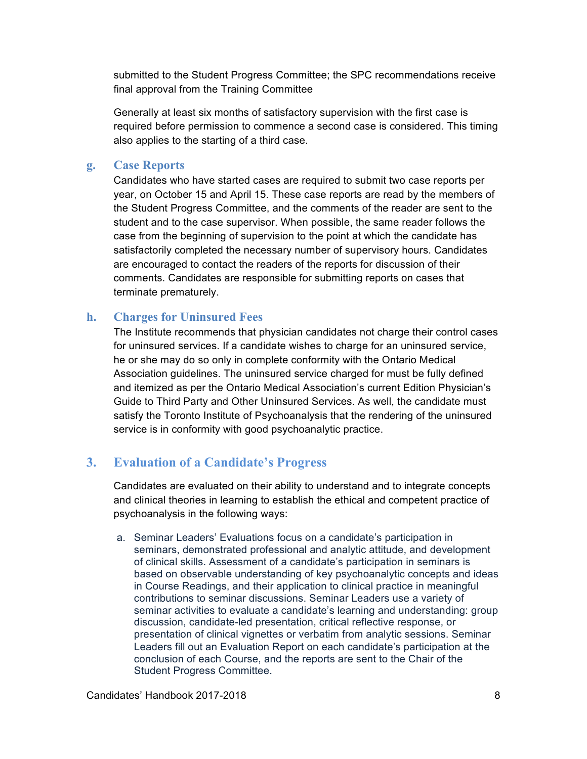submitted to the Student Progress Committee; the SPC recommendations receive final approval from the Training Committee

Generally at least six months of satisfactory supervision with the first case is required before permission to commence a second case is considered. This timing also applies to the starting of a third case.

### g. Case Reports

Candidates who have started cases are required to submit two case reports per year, on October 15 and April 15. These case reports are read by the members of the Student Progress Committee, and the comments of the reader are sent to the student and to the case supervisor. When possible, the same reader follows the case from the beginning of supervision to the point at which the candidate has satisfactorily completed the necessary number of supervisory hours. Candidates are encouraged to contact the readers of the reports for discussion of their comments. Candidates are responsible for submitting reports on cases that terminate prematurely.

### h. Charges for Uninsured Fees

The Institute recommends that physician candidates not charge their control cases for uninsured services. If a candidate wishes to charge for an uninsured service, he or she may do so only in complete conformity with the Ontario Medical Association guidelines. The uninsured service charged for must be fully defined and itemized as per the Ontario Medical Association's current Edition Physician's Guide to Third Party and Other Uninsured Services. As well, the candidate must satisfy the Toronto Institute of Psychoanalysis that the rendering of the uninsured service is in conformity with good psychoanalytic practice.

## 3. Evaluation of a Candidate's Progress

Candidates are evaluated on their ability to understand and to integrate concepts and clinical theories in learning to establish the ethical and competent practice of psychoanalysis in the following ways:

a. Seminar Leaders' Evaluations focus on a candidate's participation in seminars, demonstrated professional and analytic attitude, and development of clinical skills. Assessment of a candidate's participation in seminars is based on observable understanding of key psychoanalytic concepts and ideas in Course Readings, and their application to clinical practice in meaningful contributions to seminar discussions. Seminar Leaders use a variety of seminar activities to evaluate a candidate's learning and understanding: group discussion, candidate-led presentation, critical reflective response, or presentation of clinical vignettes or verbatim from analytic sessions. Seminar Leaders fill out an Evaluation Report on each candidate's participation at the conclusion of each Course, and the reports are sent to the Chair of the Student Progress Committee.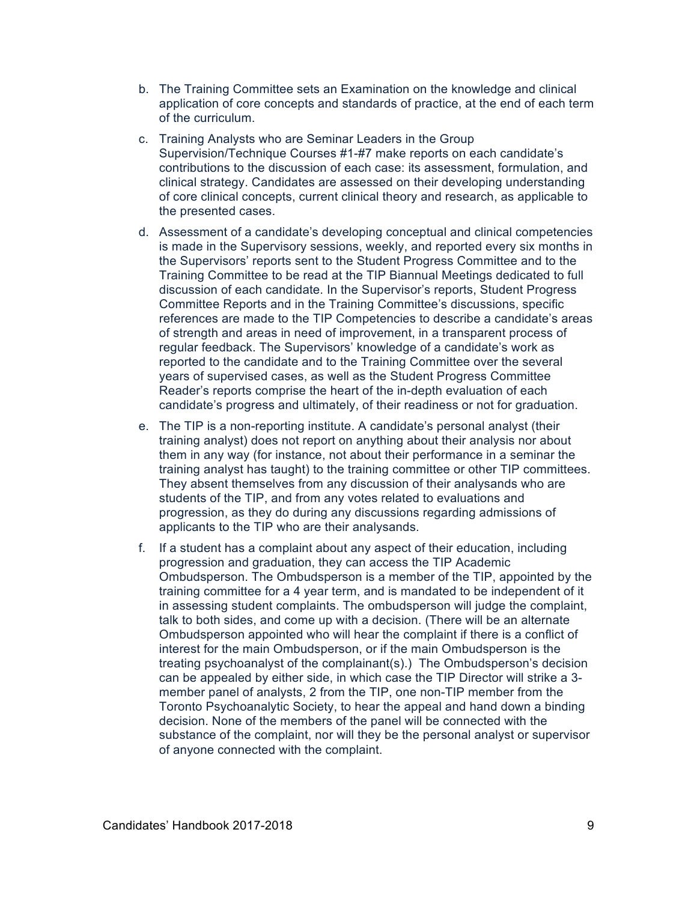b. The Training Committee sets an Examination on the knowledge and clinical application of core concepts and standards of practice, at the end of each term of the curriculum.

c. Training Analysts who are Seminar Leaders in the Group Supervision/Technique Courses #1-#7 make reports on each candidate's contributions to the discussion of each case: its assessment, formulation, and clinical strategy. Candidates are assessed on their developing understanding of core clinical concepts, current clinical theory and research, as applicable to the presented cases.

d. Assessment of a candidate's developing conceptual and clinical competencies is made in the Supervisory sessions, weekly, and reported every six months in the Supervisors' reports sent to the Student Progress Committee and to the Training Committee to be read at the TIP Biannual Meetings dedicated to full discussion of each candidate. In the Supervisor's reports, Student Progress Committee Reports and in the Training Committee's discussions, specific references are made to the TIP Competencies to describe a candidate's areas of strength and areas in need of improvement, in a transparent process of regular feedback. The Supervisors' knowledge of a candidate's work as reported to the candidate and to the Training Committee over the several years of supervised cases, as well as the Student Progress Committee Reader's reports comprise the heart of the in-depth evaluation of each candidate's progress and ultimately, of their readiness or not for graduation.

e. The TIP is a non-reporting institute. A candidate's personal analyst (their training analyst) does not report on anything about their analysis nor about them in any way (for instance, not about their performance in a seminar the training analyst has taught) to the training committee or other TIP committees. They absent themselves from any discussion of their analysands who are students of the TIP, and from any votes related to evaluations and progression, as they do during any discussions regarding admissions of applicants to the TIP who are their analysands.

f. If a student has a complaint about any aspect of their education, including progression and graduation, they can access the TIP Academic Ombudsperson. The Ombudsperson is a member of the TIP, appointed by the training committee for a 4 year term, and is mandated to be independent of it in assessing student complaints. The ombudsperson will judge the complaint, talk to both sides, and come up with a decision. (There will be an alternate Ombudsperson appointed who will hear the complaint if there is a conflict of interest for the main Ombudsperson, or if the main Ombudsperson is the treating psychoanalyst of the complainant(s).) The Ombudsperson's decision can be appealed by either side, in which case the TIP Director will strike a 3-member panel of analysts, 2 from the TIP, one non-TIP member from the Toronto Psychoanalytic Society, to hear the appeal and hand down a binding decision. None of the members of the panel will be connected with the substance of the complaint, nor will they be the personal analyst or supervisor of anyone connected with the complaint.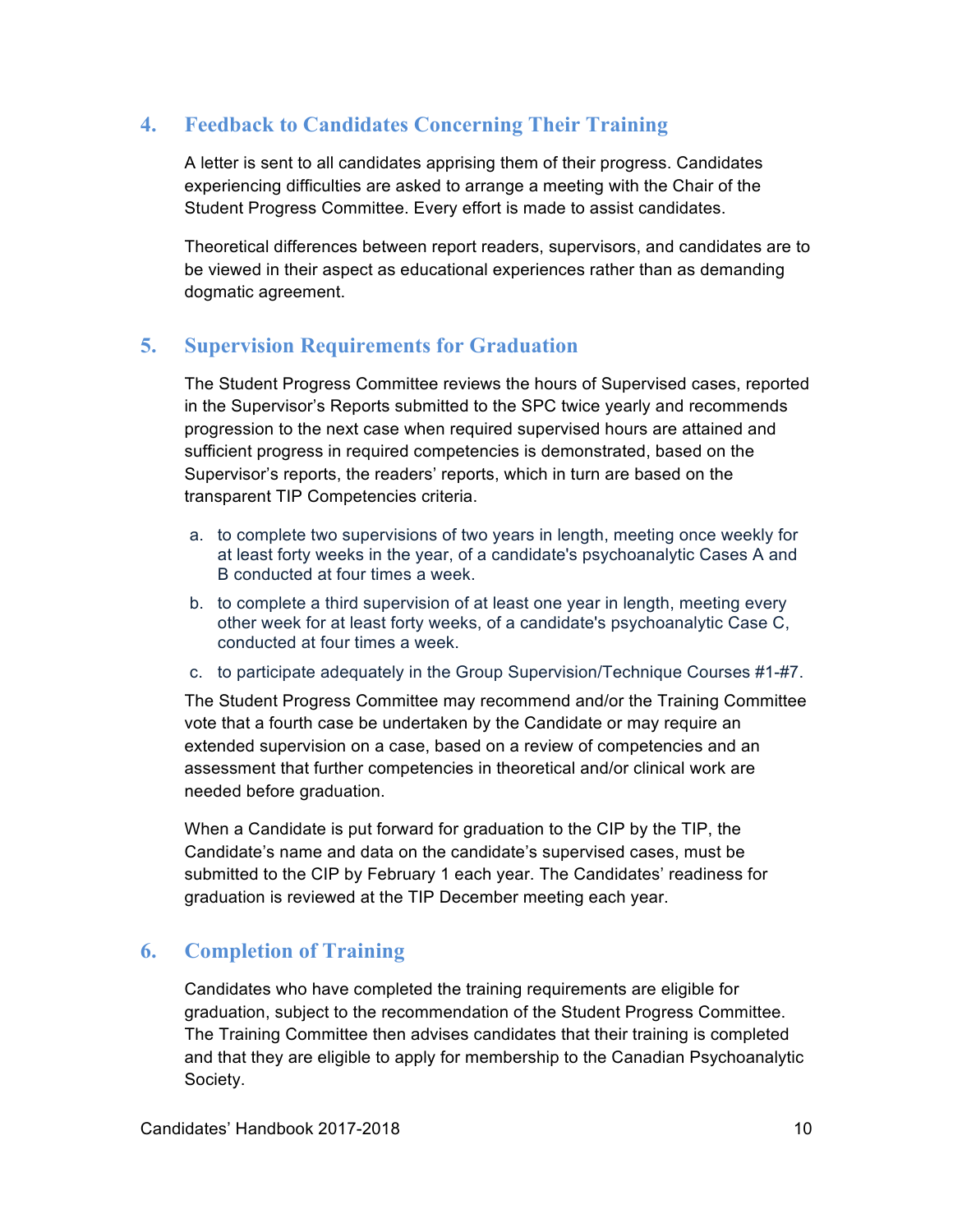## 4. Feedback to Candidates Concerning Their Training

A letter is sent to all candidates apprising them of their progress. Candidates experiencing difficulties are asked to arrange a meeting with the Chair of the Student Progress Committee. Every effort is made to assist candidates.

Theoretical differences between report readers, supervisors, and candidates are to be viewed in their aspect as educational experiences rather than as demanding dogmatic agreement.

## 5. Supervision Requirements for Graduation

The Student Progress Committee reviews the hours of Supervised cases, reported in the Supervisor's Reports submitted to the SPC twice yearly and recommends progression to the next case when required supervised hours are attained and sufficient progress in required competencies is demonstrated, based on the Supervisor's reports, the readers' reports, which in turn are based on the transparent TIP Competencies criteria.

a. to complete two supervisions of two years in length, meeting once weekly for at least forty weeks in the year, of a candidate's psychoanalytic Cases A and B conducted at four times a week.

b. to complete a third supervision of at least one year in length, meeting every other week for at least forty weeks, of a candidate's psychoanalytic Case C, conducted at four times a week.

c. to participate adequately in the Group Supervision/Technique Courses #1-#7.

The Student Progress Committee may recommend and/or the Training Committee vote that a fourth case be undertaken by the Candidate or may require an extended supervision on a case, based on a review of competencies and an assessment that further competencies in theoretical and/or clinical work are needed before graduation.

When a Candidate is put forward for graduation to the CIP by the TIP, the Candidate's name and data on the candidate's supervised cases, must be submitted to the CIP by February 1 each year. The Candidates' readiness for graduation is reviewed at the TIP December meeting each year.

## 6. Completion of Training

Candidates who have completed the training requirements are eligible for graduation, subject to the recommendation of the Student Progress Committee. The Training Committee then advises candidates that their training is completed and that they are eligible to apply for membership to the Canadian Psychoanalytic Society.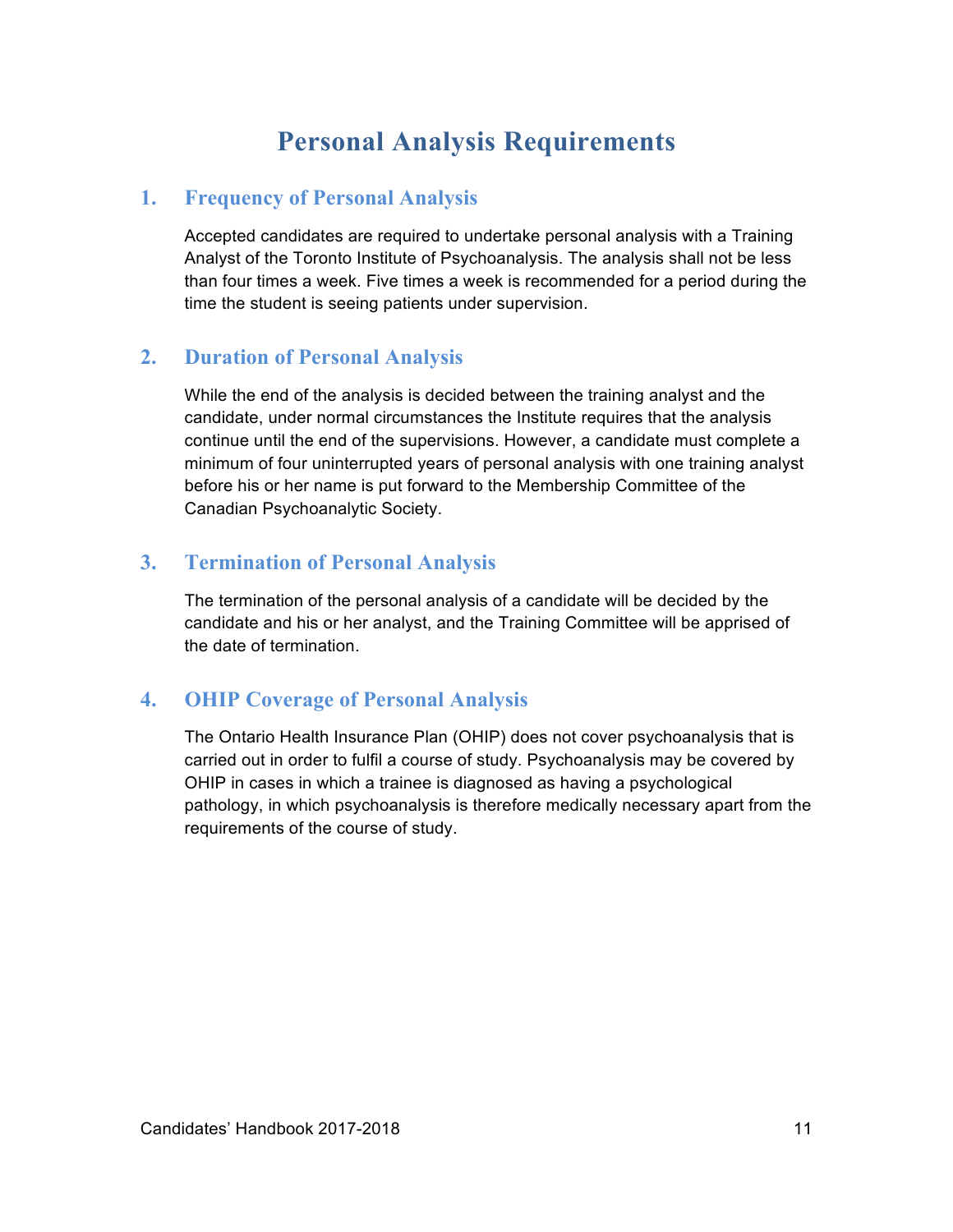# Personal Analysis Requirements

## 1. Frequency of Personal Analysis

Accepted candidates are required to undertake personal analysis with a Training Analyst of the Toronto Institute of Psychoanalysis. The analysis shall not be less than four times a week. Five times a week is recommended for a period during the time the student is seeing patients under supervision.

## 2. Duration of Personal Analysis

While the end of the analysis is decided between the training analyst and the candidate, under normal circumstances the Institute requires that the analysis continue until the end of the supervisions. However, a candidate must complete a minimum of four uninterrupted years of personal analysis with one training analyst before his or her name is put forward to the Membership Committee of the Canadian Psychoanalytic Society.

## 3. Termination of Personal Analysis

The termination of the personal analysis of a candidate will be decided by the candidate and his or her analyst, and the Training Committee will be apprised of the date of termination.

## 4. OHIP Coverage of Personal Analysis

The Ontario Health Insurance Plan (OHIP) does not cover psychoanalysis that is carried out in order to fulfil a course of study. Psychoanalysis may be covered by OHIP in cases in which a trainee is diagnosed as having a psychological pathology, in which psychoanalysis is therefore medically necessary apart from the requirements of the course of study.